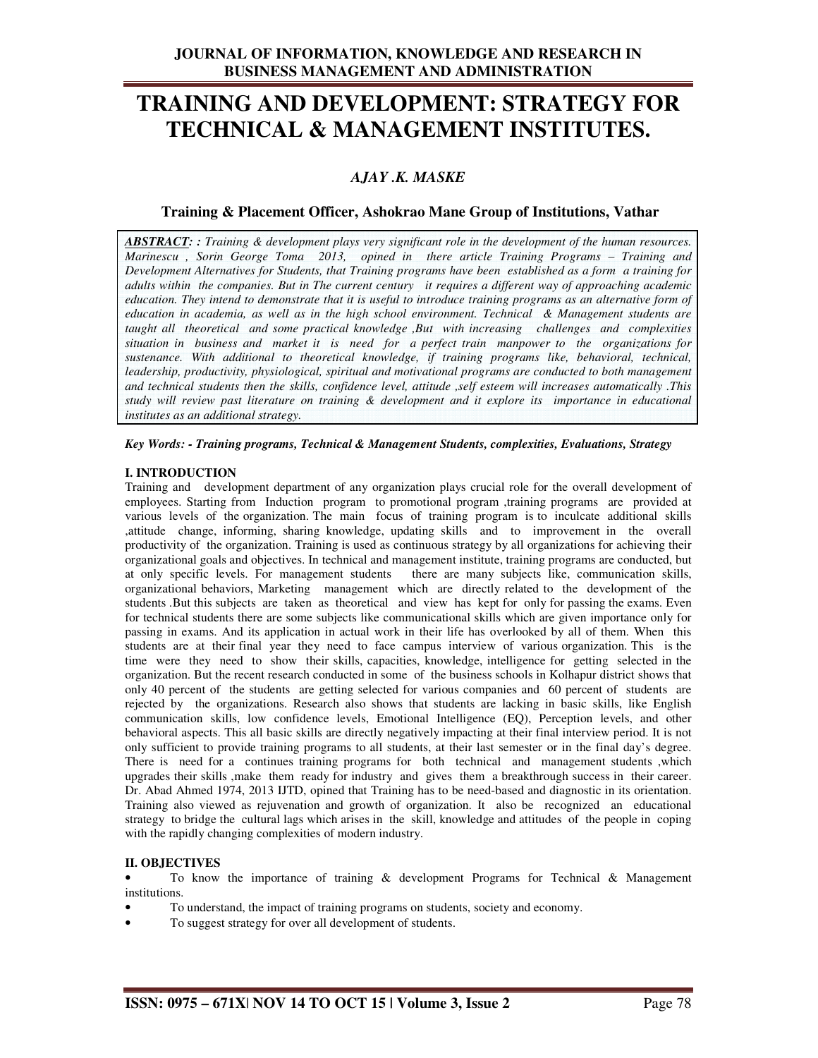# TRAINING AND DEVELOPMENT: STRATEGY FOR TECHNICAL & MANAGEMENT INSTITUTES.

### *AJAY .K. MASKE*

**Training & Placement Officer, Ashokrao Mane Group of Institutions, Vathar**

***ABSTRACT:*** *: Training & development plays very significant role in the development of the human resources. Marinescu , Sorin George Toma 2013, opined in there article Training Programs – Training and Development Alternatives for Students, that Training programs have been established as a form a training for adults within the companies. But in The current century it requires a different way of approaching academic education. They intend to demonstrate that it is useful to introduce training programs as an alternative form of education in academia, as well as in the high school environment. Technical & Management students are taught all theoretical and some practical knowledge ,But with increasing challenges and complexities situation in business and market it is need for a perfect train manpower to the organizations for sustenance. With additional to theoretical knowledge, if training programs like, behavioral, technical, leadership, productivity, physiological, spiritual and motivational programs are conducted to both management and technical students then the skills, confidence level, attitude ,self esteem will increases automatically .This study will review past literature on training & development and it explore its importance in educational institutes as an additional strategy.*

***Key Words: - Training programs, Technical & Management Students, complexities, Evaluations, Strategy***

## I. INTRODUCTION

Training and development department of any organization plays crucial role for the overall development of employees. Starting from Induction program to promotional program ,training programs are provided at various levels of the organization. The main focus of training program is to inculcate additional skills ,attitude change, informing, sharing knowledge, updating skills and to improvement in the overall productivity of the organization. Training is used as continuous strategy by all organizations for achieving their organizational goals and objectives. In technical and management institute, training programs are conducted, but at only specific levels. For management students there are many subjects like, communication skills, organizational behaviors, Marketing management which are directly related to the development of the students .But this subjects are taken as theoretical and view has kept for only for passing the exams. Even for technical students there are some subjects like communicational skills which are given importance only for passing in exams. And its application in actual work in their life has overlooked by all of them. When this students are at their final year they need to face campus interview of various organization. This is the time were they need to show their skills, capacities, knowledge, intelligence for getting selected in the organization. But the recent research conducted in some of the business schools in Kolhapur district shows that only 40 percent of the students are getting selected for various companies and 60 percent of students are rejected by the organizations. Research also shows that students are lacking in basic skills, like English communication skills, low confidence levels, Emotional Intelligence (EQ), Perception levels, and other behavioral aspects. This all basic skills are directly negatively impacting at their final interview period. It is not only sufficient to provide training programs to all students, at their last semester or in the final day's degree. There is need for a continues training programs for both technical and management students ,which upgrades their skills ,make them ready for industry and gives them a breakthrough success in their career. Dr. Abad Ahmed 1974, 2013 IJTD, opined that Training has to be need-based and diagnostic in its orientation. Training also viewed as rejuvenation and growth of organization. It also be recognized an educational strategy to bridge the cultural lags which arises in the skill, knowledge and attitudes of the people in coping with the rapidly changing complexities of modern industry.

## II. OBJECTIVES

- To know the importance of training & development Programs for Technical & Management institutions.
- To understand, the impact of training programs on students, society and economy.
- To suggest strategy for over all development of students.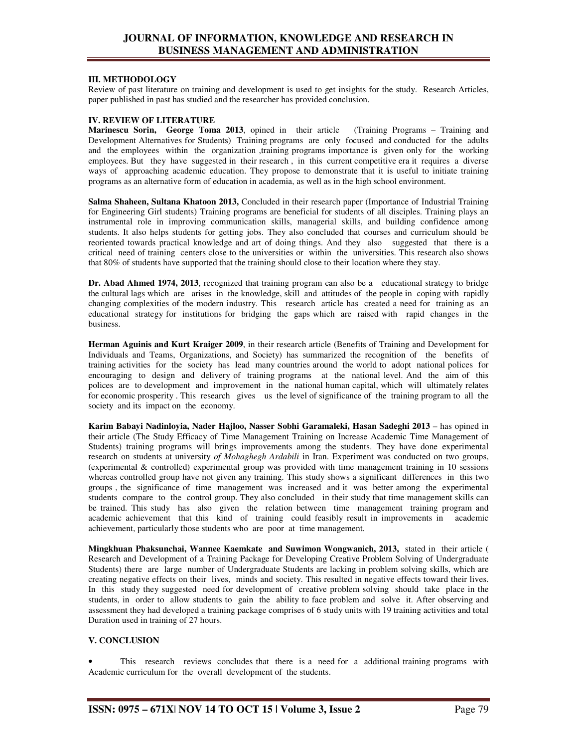## III. METHODOLOGY

Review of past literature on training and development is used to get insights for the study. Research Articles, paper published in past has studied and the researcher has provided conclusion.

## IV. REVIEW OF LITERATURE

**Marinescu Sorin, George Toma 2013**, opined in their article (Training Programs – Training and Development Alternatives for Students) Training programs are only focused and conducted for the adults and the employees within the organization ,training programs importance is given only for the working employees. But they have suggested in their research , in this current competitive era it requires a diverse ways of approaching academic education. They propose to demonstrate that it is useful to initiate training programs as an alternative form of education in academia, as well as in the high school environment.

**Salma Shaheen, Sultana Khatoon 2013,** Concluded in their research paper (Importance of Industrial Training for Engineering Girl students) Training programs are beneficial for students of all disciples. Training plays an instrumental role in improving communication skills, managerial skills, and building confidence among students. It also helps students for getting jobs. They also concluded that courses and curriculum should be reoriented towards practical knowledge and art of doing things. And they also suggested that there is a critical need of training centers close to the universities or within the universities. This research also shows that 80% of students have supported that the training should close to their location where they stay.

**Dr. Abad Ahmed 1974, 2013**, recognized that training program can also be a educational strategy to bridge the cultural lags which are arises in the knowledge, skill and attitudes of the people in coping with rapidly changing complexities of the modern industry. This research article has created a need for training as an educational strategy for institutions for bridging the gaps which are raised with rapid changes in the business.

**Herman Aguinis and Kurt Kraiger 2009**, in their research article (Benefits of Training and Development for Individuals and Teams, Organizations, and Society) has summarized the recognition of the benefits of training activities for the society has lead many countries around the world to adopt national polices for encouraging to design and delivery of training programs at the national level. And the aim of this polices are to development and improvement in the national human capital, which will ultimately relates for economic prosperity . This research gives us the level of significance of the training program to all the society and its impact on the economy.

**Karim Babayi Nadinloyia, Nader Hajloo, Nasser Sobhi Garamaleki, Hasan Sadeghi 2013** – has opined in their article (The Study Efficacy of Time Management Training on Increase Academic Time Management of Students) training programs will brings improvements among the students. They have done experimental research on students at university *of Mohaghegh Ardabili* in Iran. Experiment was conducted on two groups, (experimental & controlled) experimental group was provided with time management training in 10 sessions whereas controlled group have not given any training. This study shows a significant differences in this two groups , the significance of time management was increased and it was better among the experimental students compare to the control group. They also concluded in their study that time management skills can be trained. This study has also given the relation between time management training program and academic achievement that this kind of training could feasibly result in improvements in academic achievement, particularly those students who are poor at time management.

**Mingkhuan Phaksunchai, Wannee Kaemkate and Suwimon Wongwanich, 2013,** stated in their article ( Research and Development of a Training Package for Developing Creative Problem Solving of Undergraduate Students) there are large number of Undergraduate Students are lacking in problem solving skills, which are creating negative effects on their lives, minds and society. This resulted in negative effects toward their lives. In this study they suggested need for development of creative problem solving should take place in the students, in order to allow students to gain the ability to face problem and solve it. After observing and assessment they had developed a training package comprises of 6 study units with 19 training activities and total Duration used in training of 27 hours.

## V. CONCLUSION

- This research reviews concludes that there is a need for a additional training programs with Academic curriculum for the overall development of the students.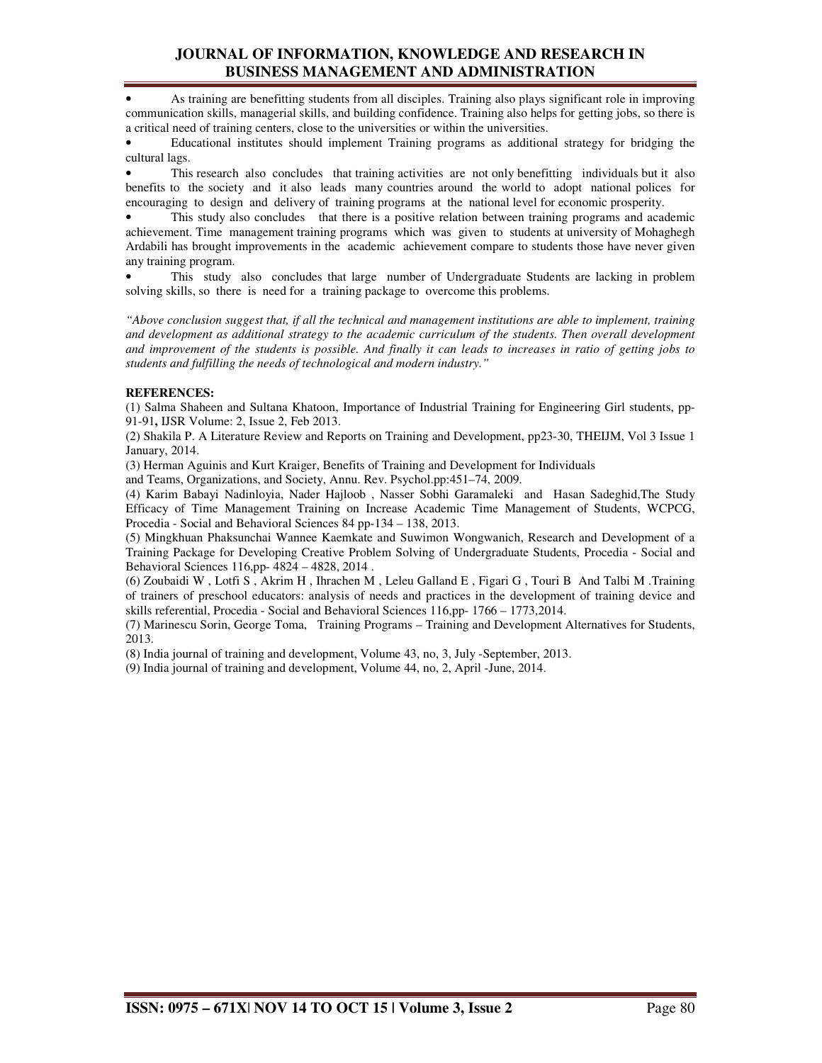- As training are benefitting students from all disciples. Training also plays significant role in improving communication skills, managerial skills, and building confidence. Training also helps for getting jobs, so there is a critical need of training centers, close to the universities or within the universities.
- Educational institutes should implement Training programs as additional strategy for bridging the cultural lags.
- This research also concludes that training activities are not only benefitting individuals but it also benefits to the society and it also leads many countries around the world to adopt national polices for encouraging to design and delivery of training programs at the national level for economic prosperity.
- This study also concludes that there is a positive relation between training programs and academic achievement. Time management training programs which was given to students at university of Mohaghegh Ardabili has brought improvements in the academic achievement compare to students those have never given any training program.
- This study also concludes that large number of Undergraduate Students are lacking in problem solving skills, so there is need for a training package to overcome this problems.

*"Above conclusion suggest that, if all the technical and management institutions are able to implement, training and development as additional strategy to the academic curriculum of the students. Then overall development and improvement of the students is possible. And finally it can leads to increases in ratio of getting jobs to students and fulfilling the needs of technological and modern industry."*

**REFERENCES:**

(1) Salma Shaheen and Sultana Khatoon, Importance of Industrial Training for Engineering Girl students, pp-91-91**,** IJSR Volume: 2, Issue 2, Feb 2013.

(2) Shakila P. A Literature Review and Reports on Training and Development, pp23-30, THEIJM, Vol 3 Issue 1 January, 2014.

(3) Herman Aguinis and Kurt Kraiger, Benefits of Training and Development for Individuals and Teams, Organizations, and Society, Annu. Rev. Psychol.pp:451–74, 2009.

(4) Karim Babayi Nadinloyia, Nader Hajloob , Nasser Sobhi Garamaleki and Hasan Sadeghid,The Study Efficacy of Time Management Training on Increase Academic Time Management of Students, WCPCG, Procedia - Social and Behavioral Sciences 84 pp-134 – 138, 2013.

(5) Mingkhuan Phaksunchai Wannee Kaemkate and Suwimon Wongwanich, Research and Development of a Training Package for Developing Creative Problem Solving of Undergraduate Students, Procedia - Social and Behavioral Sciences 116,pp- 4824 – 4828, 2014 .

(6) Zoubaidi W , Lotfi S , Akrim H , Ihrachen M , Leleu Galland E , Figari G , Touri B And Talbi M .Training of trainers of preschool educators: analysis of needs and practices in the development of training device and skills referential, Procedia - Social and Behavioral Sciences 116,pp- 1766 – 1773,2014.

(7) Marinescu Sorin, George Toma, Training Programs – Training and Development Alternatives for Students, 2013.

(8) India journal of training and development, Volume 43, no, 3, July -September, 2013.

(9) India journal of training and development, Volume 44, no, 2, April -June, 2014.